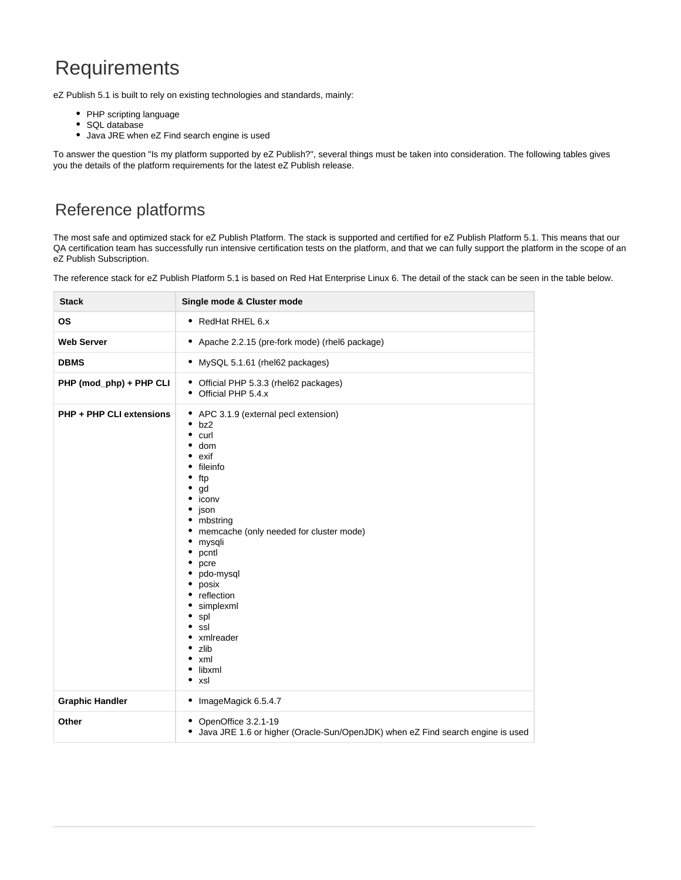# Requirements

eZ Publish 5.1 is built to rely on existing technologies and standards, mainly:

- PHP scripting language
- SQL database
- Java JRE when eZ Find search engine is used

To answer the question "Is my platform supported by eZ Publish?", several things must be taken into consideration. The following tables gives you the details of the platform requirements for the latest eZ Publish release.

# Reference platforms

The most safe and optimized stack for eZ Publish Platform. The stack is supported and certified for eZ Publish Platform 5.1. This means that our QA certification team has successfully run intensive certification tests on the platform, and that we can fully support the platform in the scope of an eZ Publish Subscription.

The reference stack for eZ Publish Platform 5.1 is based on Red Hat Enterprise Linux 6. The detail of the stack can be seen in the table below.

| Stack | Single mode & Cluster mode |
| --- | --- |
| **OS** | • RedHat RHEL 6.x |
| **Web Server** | • Apache 2.2.15 (pre-fork mode) (rhel6 package) |
| **DBMS** | • MySQL 5.1.61 (rhel62 packages) |
| **PHP (mod_php) + PHP CLI** | • Official PHP 5.3.3 (rhel62 packages)<br>• Official PHP 5.4.x |
| **PHP + PHP CLI extensions** | • APC 3.1.9 (external pecl extension)<br>• bz2<br>• curl<br>• dom<br>• exif<br>• fileinfo<br>• ftp<br>• gd<br>• iconv<br>• json<br>• mbstring<br>• memcache (only needed for cluster mode)<br>• mysqli<br>• pcntl<br>• pcre<br>• pdo-mysql<br>• posix<br>• reflection<br>• simplexml<br>• spl<br>• ssl<br>• xmlreader<br>• zlib<br>• xml<br>• libxml<br>• xsl |
| **Graphic Handler** | • ImageMagick 6.5.4.7 |
| **Other** | • OpenOffice 3.2.1-19<br>• Java JRE 1.6 or higher (Oracle-Sun/OpenJDK) when eZ Find search engine is used |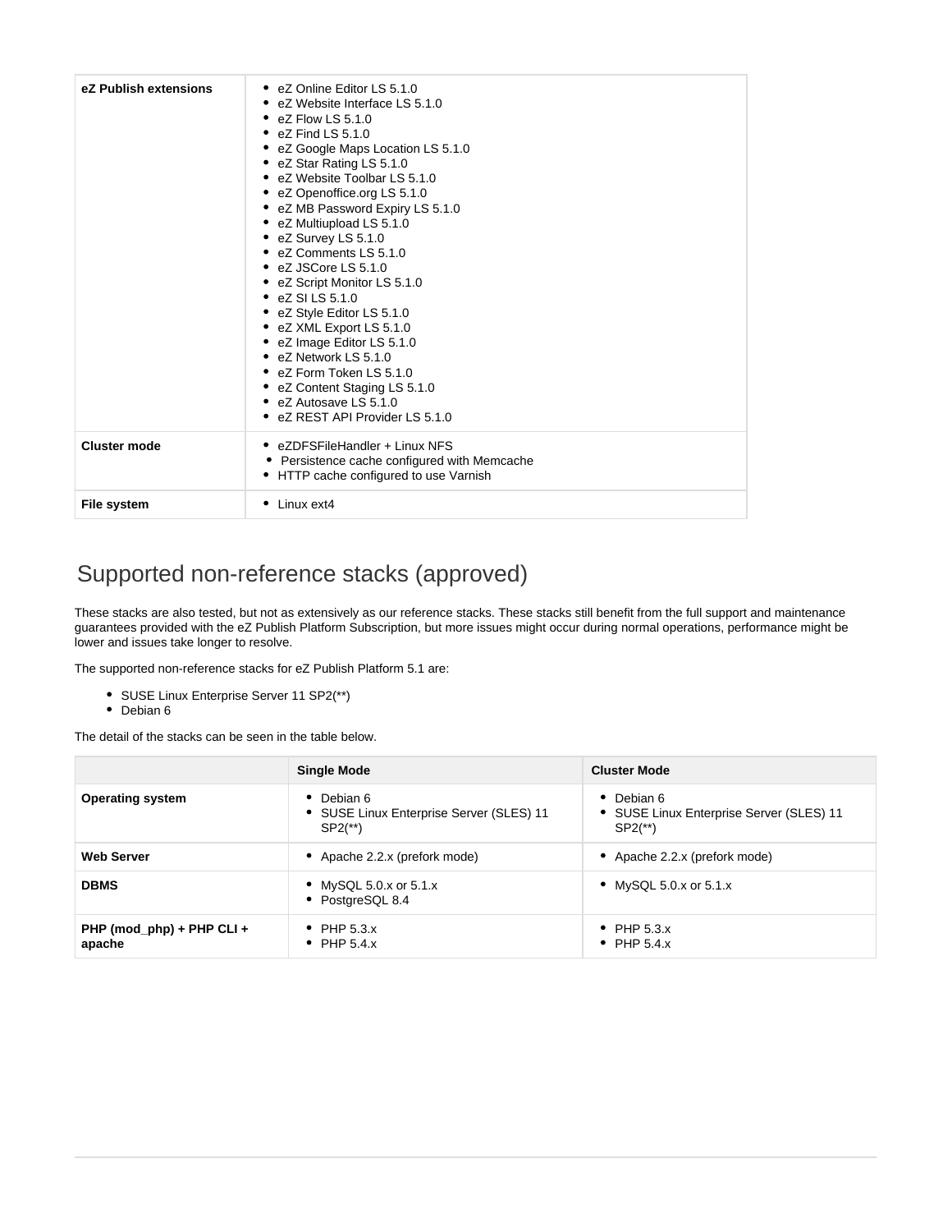| | |
| --- | --- |
| **eZ Publish extensions** | • eZ Online Editor LS 5.1.0<br>• eZ Website Interface LS 5.1.0<br>• eZ Flow LS 5.1.0<br>• eZ Find LS 5.1.0<br>• eZ Google Maps Location LS 5.1.0<br>• eZ Star Rating LS 5.1.0<br>• eZ Website Toolbar LS 5.1.0<br>• eZ Openoffice.org LS 5.1.0<br>• eZ MB Password Expiry LS 5.1.0<br>• eZ Multiupload LS 5.1.0<br>• eZ Survey LS 5.1.0<br>• eZ Comments LS 5.1.0<br>• eZ JSCore LS 5.1.0<br>• eZ Script Monitor LS 5.1.0<br>• eZ SI LS 5.1.0<br>• eZ Style Editor LS 5.1.0<br>• eZ XML Export LS 5.1.0<br>• eZ Image Editor LS 5.1.0<br>• eZ Network LS 5.1.0<br>• eZ Form Token LS 5.1.0<br>• eZ Content Staging LS 5.1.0<br>• eZ Autosave LS 5.1.0<br>• eZ REST API Provider LS 5.1.0 |
| **Cluster mode** | • eZDFSFileHandler + Linux NFS<br>• Persistence cache configured with Memcache<br>• HTTP cache configured to use Varnish |
| **File system** | • Linux ext4 |

# Supported non-reference stacks (approved)

These stacks are also tested, but not as extensively as our reference stacks. These stacks still benefit from the full support and maintenance guarantees provided with the eZ Publish Platform Subscription, but more issues might occur during normal operations, performance might be lower and issues take longer to resolve.

The supported non-reference stacks for eZ Publish Platform 5.1 are:

- SUSE Linux Enterprise Server 11 SP2(**)
- Debian 6

The detail of the stacks can be seen in the table below.

| | Single Mode | Cluster Mode |
| --- | --- | --- |
| **Operating system** | • Debian 6<br>• SUSE Linux Enterprise Server (SLES) 11 SP2(**) | • Debian 6<br>• SUSE Linux Enterprise Server (SLES) 11 SP2(**) |
| **Web Server** | • Apache 2.2.x (prefork mode) | • Apache 2.2.x (prefork mode) |
| **DBMS** | • MySQL 5.0.x or 5.1.x<br>• PostgreSQL 8.4 | • MySQL 5.0.x or 5.1.x |
| **PHP (mod_php) + PHP CLI + apache** | • PHP 5.3.x<br>• PHP 5.4.x | • PHP 5.3.x<br>• PHP 5.4.x |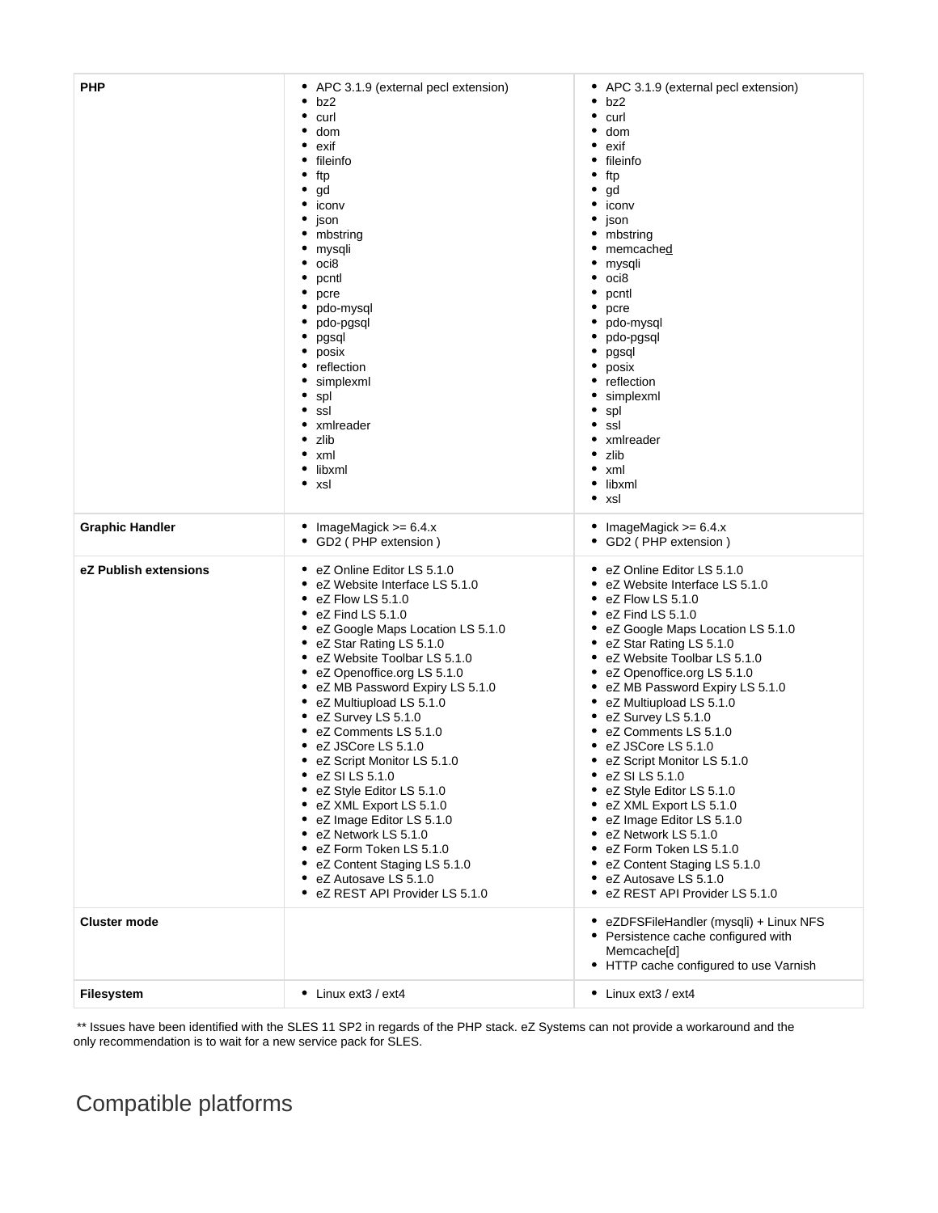| PHP | <ul><li>APC 3.1.9 (external pecl extension)</li><li>bz2</li><li>curl</li><li>dom</li><li>exif</li><li>fileinfo</li><li>ftp</li><li>gd</li><li>iconv</li><li>json</li><li>mbstring</li><li>mysqli</li><li>oci8</li><li>pcntl</li><li>pcre</li><li>pdo-mysql</li><li>pdo-pgsql</li><li>pgsql</li><li>posix</li><li>reflection</li><li>simplexml</li><li>spl</li><li>ssl</li><li>xmlreader</li><li>zlib</li><li>xml</li><li>libxml</li><li>xsl</li></ul> | <ul><li>APC 3.1.9 (external pecl extension)</li><li>bz2</li><li>curl</li><li>dom</li><li>exif</li><li>fileinfo</li><li>ftp</li><li>gd</li><li>iconv</li><li>json</li><li>mbstring</li><li>memcached</li><li>mysqli</li><li>oci8</li><li>pcntl</li><li>pcre</li><li>pdo-mysql</li><li>pdo-pgsql</li><li>pgsql</li><li>posix</li><li>reflection</li><li>simplexml</li><li>spl</li><li>ssl</li><li>xmlreader</li><li>zlib</li><li>xml</li><li>libxml</li><li>xsl</li></ul> |
|---|---|---|
| **Graphic Handler** | <ul><li>ImageMagick >= 6.4.x</li><li>GD2 ( PHP extension )</li></ul> | <ul><li>ImageMagick >= 6.4.x</li><li>GD2 ( PHP extension )</li></ul> |
| **eZ Publish extensions** | <ul><li>eZ Online Editor LS 5.1.0</li><li>eZ Website Interface LS 5.1.0</li><li>eZ Flow LS 5.1.0</li><li>eZ Find LS 5.1.0</li><li>eZ Google Maps Location LS 5.1.0</li><li>eZ Star Rating LS 5.1.0</li><li>eZ Website Toolbar LS 5.1.0</li><li>eZ Openoffice.org LS 5.1.0</li><li>eZ MB Password Expiry LS 5.1.0</li><li>eZ Multiupload LS 5.1.0</li><li>eZ Survey LS 5.1.0</li><li>eZ Comments LS 5.1.0</li><li>eZ JSCore LS 5.1.0</li><li>eZ Script Monitor LS 5.1.0</li><li>eZ SI LS 5.1.0</li><li>eZ Style Editor LS 5.1.0</li><li>eZ XML Export LS 5.1.0</li><li>eZ Image Editor LS 5.1.0</li><li>eZ Network LS 5.1.0</li><li>eZ Form Token LS 5.1.0</li><li>eZ Content Staging LS 5.1.0</li><li>eZ Autosave LS 5.1.0</li><li>eZ REST API Provider LS 5.1.0</li></ul> | <ul><li>eZ Online Editor LS 5.1.0</li><li>eZ Website Interface LS 5.1.0</li><li>eZ Flow LS 5.1.0</li><li>eZ Find LS 5.1.0</li><li>eZ Google Maps Location LS 5.1.0</li><li>eZ Star Rating LS 5.1.0</li><li>eZ Website Toolbar LS 5.1.0</li><li>eZ Openoffice.org LS 5.1.0</li><li>eZ MB Password Expiry LS 5.1.0</li><li>eZ Multiupload LS 5.1.0</li><li>eZ Survey LS 5.1.0</li><li>eZ Comments LS 5.1.0</li><li>eZ JSCore LS 5.1.0</li><li>eZ Script Monitor LS 5.1.0</li><li>eZ SI LS 5.1.0</li><li>eZ Style Editor LS 5.1.0</li><li>eZ XML Export LS 5.1.0</li><li>eZ Image Editor LS 5.1.0</li><li>eZ Network LS 5.1.0</li><li>eZ Form Token LS 5.1.0</li><li>eZ Content Staging LS 5.1.0</li><li>eZ Autosave LS 5.1.0</li><li>eZ REST API Provider LS 5.1.0</li></ul> |
| **Cluster mode** | | <ul><li>eZDFSFileHandler (mysqli) + Linux NFS</li><li>Persistence cache configured with Memcache[d]</li><li>HTTP cache configured to use Varnish</li></ul> |
| **Filesystem** | <ul><li>Linux ext3 / ext4</li></ul> | <ul><li>Linux ext3 / ext4</li></ul> |

** Issues have been identified with the SLES 11 SP2 in regards of the PHP stack. eZ Systems can not provide a workaround and the only recommendation is to wait for a new service pack for SLES.

# Compatible platforms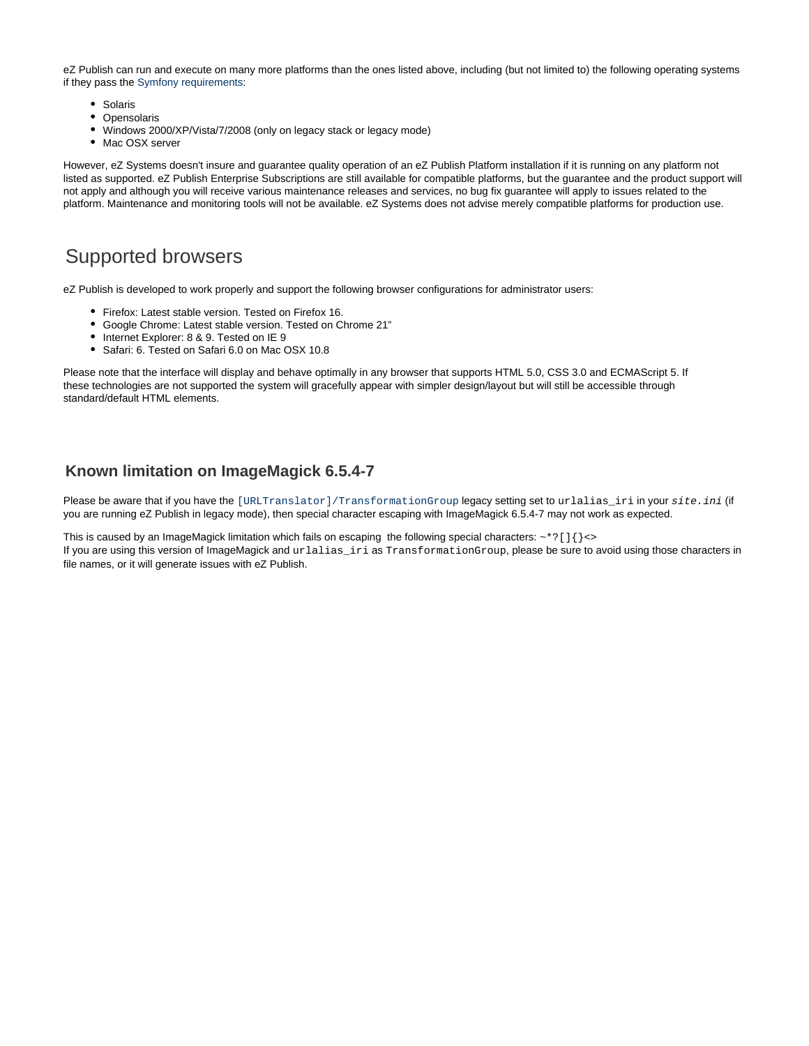eZ Publish can run and execute on many more platforms than the ones listed above, including (but not limited to) the following operating systems if they pass the Symfony requirements:

- Solaris
- Opensolaris
- Windows 2000/XP/Vista/7/2008 (only on legacy stack or legacy mode)
- Mac OSX server

However, eZ Systems doesn't insure and guarantee quality operation of an eZ Publish Platform installation if it is running on any platform not listed as supported. eZ Publish Enterprise Subscriptions are still available for compatible platforms, but the guarantee and the product support will not apply and although you will receive various maintenance releases and services, no bug fix guarantee will apply to issues related to the platform. Maintenance and monitoring tools will not be available. eZ Systems does not advise merely compatible platforms for production use.

## Supported browsers

eZ Publish is developed to work properly and support the following browser configurations for administrator users:

- Firefox: Latest stable version. Tested on Firefox 16.
- Google Chrome: Latest stable version. Tested on Chrome 21"
- Internet Explorer: 8 & 9. Tested on IE 9
- Safari: 6. Tested on Safari 6.0 on Mac OSX 10.8

Please note that the interface will display and behave optimally in any browser that supports HTML 5.0, CSS 3.0 and ECMAScript 5. If these technologies are not supported the system will gracefully appear with simpler design/layout but will still be accessible through standard/default HTML elements.

### Known limitation on ImageMagick 6.5.4-7

Please be aware that if you have the `[URLTranslator]/TransformationGroup` legacy setting set to `urlalias_iri` in your *`site.ini`* (if you are running eZ Publish in legacy mode), then special character escaping with ImageMagick 6.5.4-7 may not work as expected.

This is caused by an ImageMagick limitation which fails on escaping the following special characters: `~*?[]{}<>`
If you are using this version of ImageMagick and `urlalias_iri` as `TransformationGroup`, please be sure to avoid using those characters in file names, or it will generate issues with eZ Publish.